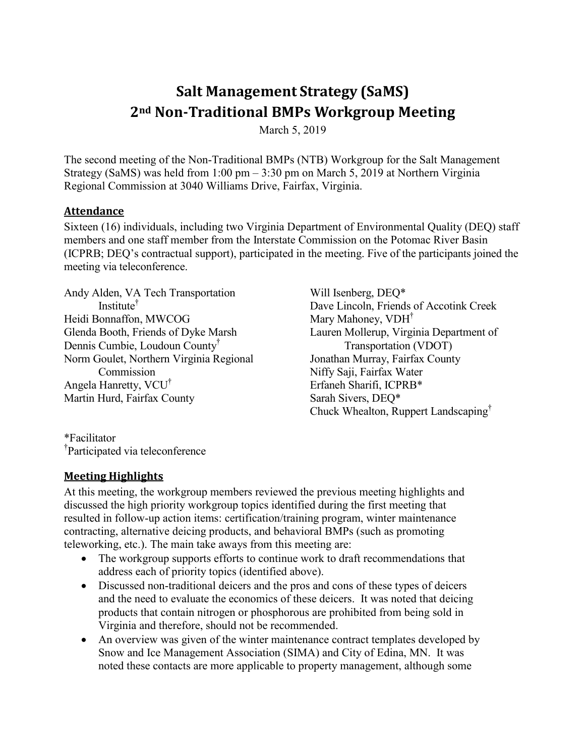# Salt Management Strategy (SaMS)
# 2nd Non-Traditional BMPs Workgroup Meeting

March 5, 2019

The second meeting of the Non-Traditional BMPs (NTB) Workgroup for the Salt Management Strategy (SaMS) was held from 1:00 pm – 3:30 pm on March 5, 2019 at Northern Virginia Regional Commission at 3040 Williams Drive, Fairfax, Virginia.

## Attendance

Sixteen (16) individuals, including two Virginia Department of Environmental Quality (DEQ) staff members and one staff member from the Interstate Commission on the Potomac River Basin (ICPRB; DEQ's contractual support), participated in the meeting. Five of the participants joined the meeting via teleconference.

Andy Alden, VA Tech Transportation Institute†
Heidi Bonnaffon, MWCOG
Glenda Booth, Friends of Dyke Marsh
Dennis Cumbie, Loudoun County†
Norm Goulet, Northern Virginia Regional Commission
Angela Hanretty, VCU†
Martin Hurd, Fairfax County
Will Isenberg, DEQ*
Dave Lincoln, Friends of Accotink Creek
Mary Mahoney, VDH†
Lauren Mollerup, Virginia Department of Transportation (VDOT)
Jonathan Murray, Fairfax County
Niffy Saji, Fairfax Water
Erfaneh Sharifi, ICPRB*
Sarah Sivers, DEQ*
Chuck Whealton, Ruppert Landscaping†

*Facilitator
†Participated via teleconference

## Meeting Highlights

At this meeting, the workgroup members reviewed the previous meeting highlights and discussed the high priority workgroup topics identified during the first meeting that resulted in follow-up action items: certification/training program, winter maintenance contracting, alternative deicing products, and behavioral BMPs (such as promoting teleworking, etc.). The main take aways from this meeting are:

- The workgroup supports efforts to continue work to draft recommendations that address each of priority topics (identified above).
- Discussed non-traditional deicers and the pros and cons of these types of deicers and the need to evaluate the economics of these deicers. It was noted that deicing products that contain nitrogen or phosphorous are prohibited from being sold in Virginia and therefore, should not be recommended.
- An overview was given of the winter maintenance contract templates developed by Snow and Ice Management Association (SIMA) and City of Edina, MN. It was noted these contacts are more applicable to property management, although some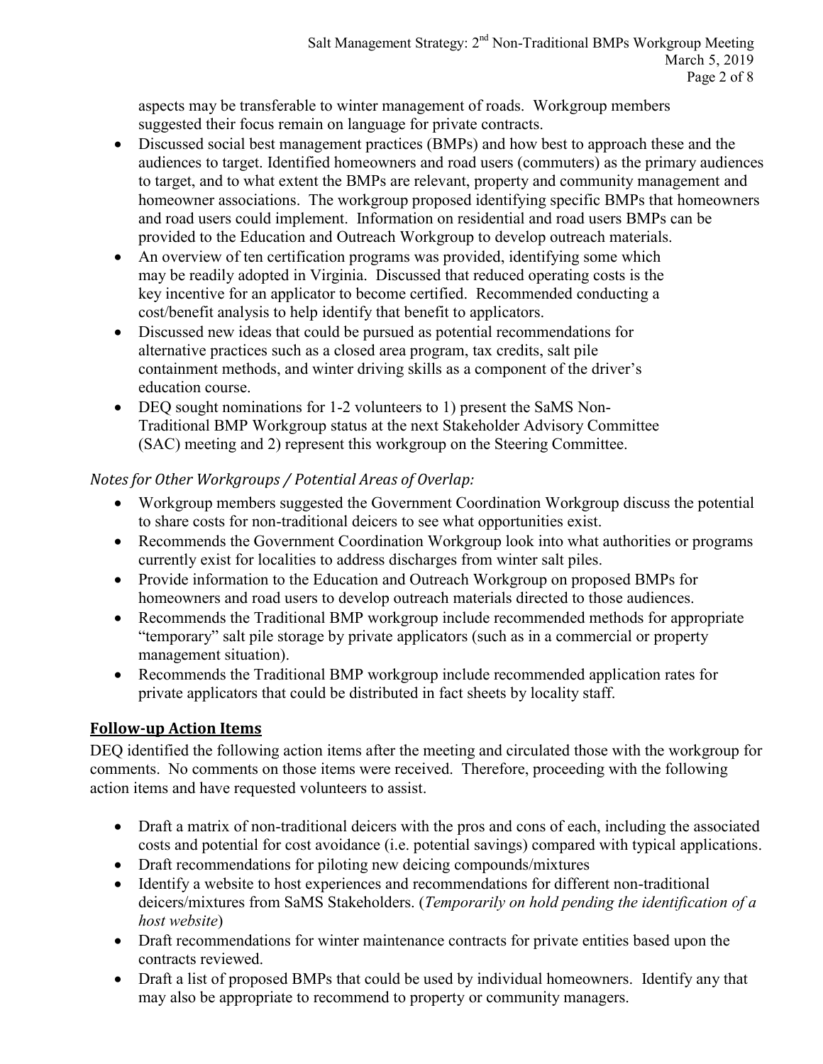aspects may be transferable to winter management of roads. Workgroup members suggested their focus remain on language for private contracts.

- Discussed social best management practices (BMPs) and how best to approach these and the audiences to target. Identified homeowners and road users (commuters) as the primary audiences to target, and to what extent the BMPs are relevant, property and community management and homeowner associations. The workgroup proposed identifying specific BMPs that homeowners and road users could implement. Information on residential and road users BMPs can be provided to the Education and Outreach Workgroup to develop outreach materials.
- An overview of ten certification programs was provided, identifying some which may be readily adopted in Virginia. Discussed that reduced operating costs is the key incentive for an applicator to become certified. Recommended conducting a cost/benefit analysis to help identify that benefit to applicators.
- Discussed new ideas that could be pursued as potential recommendations for alternative practices such as a closed area program, tax credits, salt pile containment methods, and winter driving skills as a component of the driver's education course.
- DEQ sought nominations for 1-2 volunteers to 1) present the SaMS Non-Traditional BMP Workgroup status at the next Stakeholder Advisory Committee (SAC) meeting and 2) represent this workgroup on the Steering Committee.

*Notes for Other Workgroups / Potential Areas of Overlap:*

- Workgroup members suggested the Government Coordination Workgroup discuss the potential to share costs for non-traditional deicers to see what opportunities exist.
- Recommends the Government Coordination Workgroup look into what authorities or programs currently exist for localities to address discharges from winter salt piles.
- Provide information to the Education and Outreach Workgroup on proposed BMPs for homeowners and road users to develop outreach materials directed to those audiences.
- Recommends the Traditional BMP workgroup include recommended methods for appropriate "temporary" salt pile storage by private applicators (such as in a commercial or property management situation).
- Recommends the Traditional BMP workgroup include recommended application rates for private applicators that could be distributed in fact sheets by locality staff.

## Follow-up Action Items

DEQ identified the following action items after the meeting and circulated those with the workgroup for comments. No comments on those items were received. Therefore, proceeding with the following action items and have requested volunteers to assist.

- Draft a matrix of non-traditional deicers with the pros and cons of each, including the associated costs and potential for cost avoidance (i.e. potential savings) compared with typical applications.
- Draft recommendations for piloting new deicing compounds/mixtures
- Identify a website to host experiences and recommendations for different non-traditional deicers/mixtures from SaMS Stakeholders. (*Temporarily on hold pending the identification of a host website*)
- Draft recommendations for winter maintenance contracts for private entities based upon the contracts reviewed.
- Draft a list of proposed BMPs that could be used by individual homeowners. Identify any that may also be appropriate to recommend to property or community managers.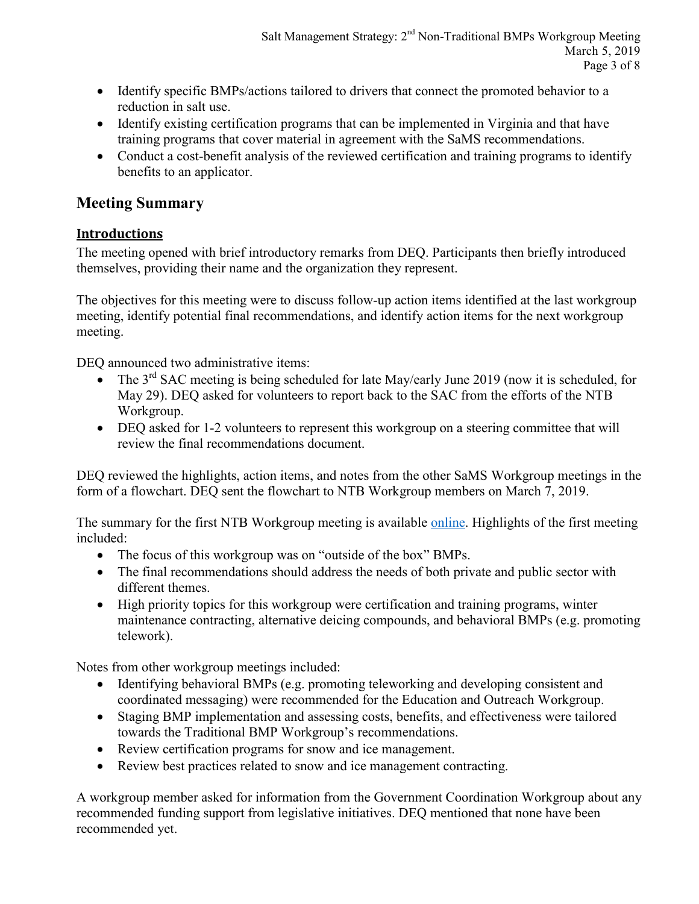- Identify specific BMPs/actions tailored to drivers that connect the promoted behavior to a reduction in salt use.
- Identify existing certification programs that can be implemented in Virginia and that have training programs that cover material in agreement with the SaMS recommendations.
- Conduct a cost-benefit analysis of the reviewed certification and training programs to identify benefits to an applicator.

## Meeting Summary

### Introductions

The meeting opened with brief introductory remarks from DEQ. Participants then briefly introduced themselves, providing their name and the organization they represent.

The objectives for this meeting were to discuss follow-up action items identified at the last workgroup meeting, identify potential final recommendations, and identify action items for the next workgroup meeting.

DEQ announced two administrative items:

- The 3rd SAC meeting is being scheduled for late May/early June 2019 (now it is scheduled, for May 29). DEQ asked for volunteers to report back to the SAC from the efforts of the NTB Workgroup.
- DEQ asked for 1-2 volunteers to represent this workgroup on a steering committee that will review the final recommendations document.

DEQ reviewed the highlights, action items, and notes from the other SaMS Workgroup meetings in the form of a flowchart. DEQ sent the flowchart to NTB Workgroup members on March 7, 2019.

The summary for the first NTB Workgroup meeting is available online. Highlights of the first meeting included:

- The focus of this workgroup was on "outside of the box" BMPs.
- The final recommendations should address the needs of both private and public sector with different themes.
- High priority topics for this workgroup were certification and training programs, winter maintenance contracting, alternative deicing compounds, and behavioral BMPs (e.g. promoting telework).

Notes from other workgroup meetings included:

- Identifying behavioral BMPs (e.g. promoting teleworking and developing consistent and coordinated messaging) were recommended for the Education and Outreach Workgroup.
- Staging BMP implementation and assessing costs, benefits, and effectiveness were tailored towards the Traditional BMP Workgroup's recommendations.
- Review certification programs for snow and ice management.
- Review best practices related to snow and ice management contracting.

A workgroup member asked for information from the Government Coordination Workgroup about any recommended funding support from legislative initiatives. DEQ mentioned that none have been recommended yet.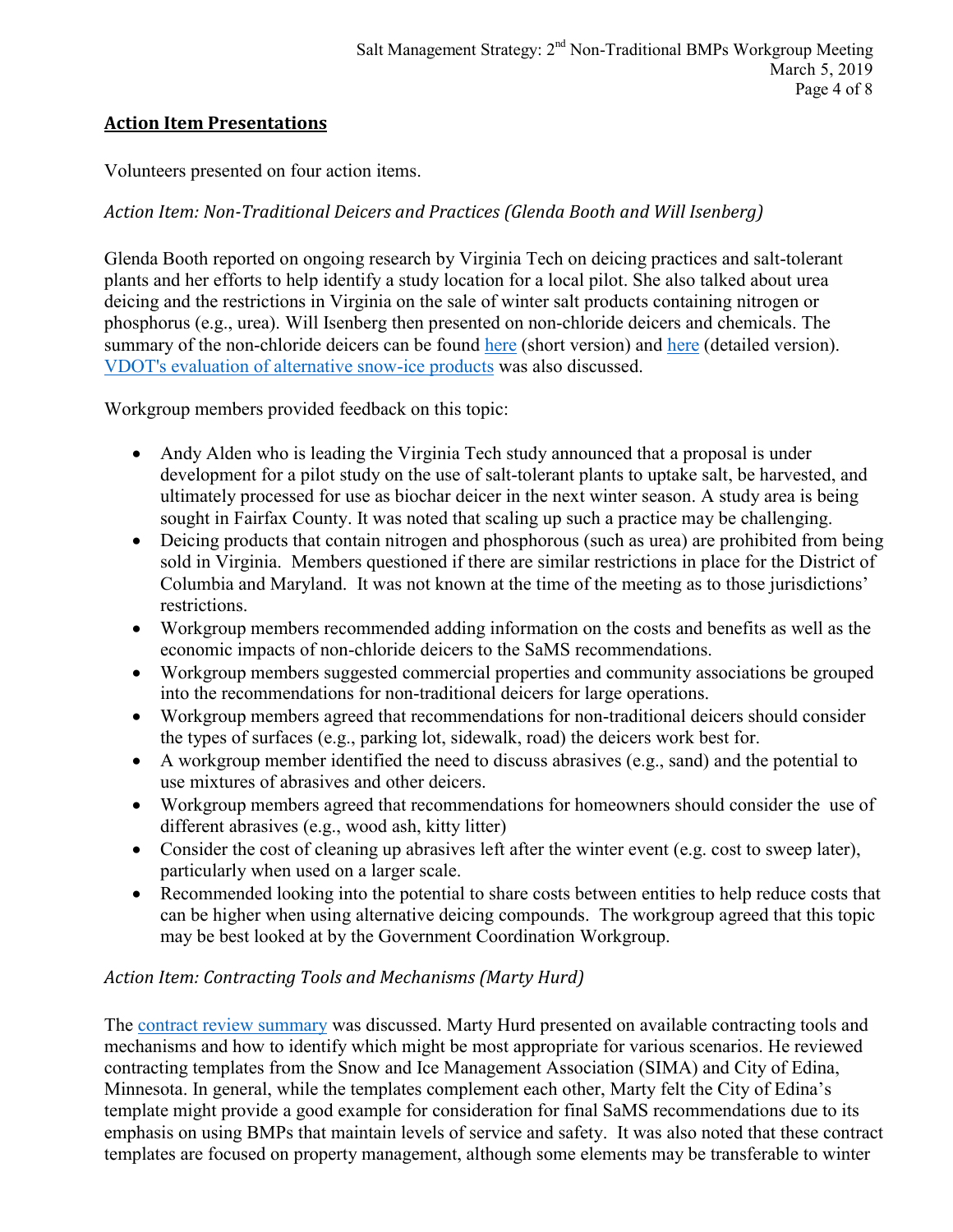## **Action Item Presentations**

Volunteers presented on four action items.

*Action Item: Non-Traditional Deicers and Practices (Glenda Booth and Will Isenberg)*

Glenda Booth reported on ongoing research by Virginia Tech on deicing practices and salt-tolerant plants and her efforts to help identify a study location for a local pilot. She also talked about urea deicing and the restrictions in Virginia on the sale of winter salt products containing nitrogen or phosphorus (e.g., urea). Will Isenberg then presented on non-chloride deicers and chemicals. The summary of the non-chloride deicers can be found here (short version) and here (detailed version). VDOT's evaluation of alternative snow-ice products was also discussed.

Workgroup members provided feedback on this topic:

- Andy Alden who is leading the Virginia Tech study announced that a proposal is under development for a pilot study on the use of salt-tolerant plants to uptake salt, be harvested, and ultimately processed for use as biochar deicer in the next winter season. A study area is being sought in Fairfax County. It was noted that scaling up such a practice may be challenging.
- Deicing products that contain nitrogen and phosphorous (such as urea) are prohibited from being sold in Virginia. Members questioned if there are similar restrictions in place for the District of Columbia and Maryland. It was not known at the time of the meeting as to those jurisdictions' restrictions.
- Workgroup members recommended adding information on the costs and benefits as well as the economic impacts of non-chloride deicers to the SaMS recommendations.
- Workgroup members suggested commercial properties and community associations be grouped into the recommendations for non-traditional deicers for large operations.
- Workgroup members agreed that recommendations for non-traditional deicers should consider the types of surfaces (e.g., parking lot, sidewalk, road) the deicers work best for.
- A workgroup member identified the need to discuss abrasives (e.g., sand) and the potential to use mixtures of abrasives and other deicers.
- Workgroup members agreed that recommendations for homeowners should consider the use of different abrasives (e.g., wood ash, kitty litter)
- Consider the cost of cleaning up abrasives left after the winter event (e.g. cost to sweep later), particularly when used on a larger scale.
- Recommended looking into the potential to share costs between entities to help reduce costs that can be higher when using alternative deicing compounds. The workgroup agreed that this topic may be best looked at by the Government Coordination Workgroup.

*Action Item: Contracting Tools and Mechanisms (Marty Hurd)*

The contract review summary was discussed. Marty Hurd presented on available contracting tools and mechanisms and how to identify which might be most appropriate for various scenarios. He reviewed contracting templates from the Snow and Ice Management Association (SIMA) and City of Edina, Minnesota. In general, while the templates complement each other, Marty felt the City of Edina's template might provide a good example for consideration for final SaMS recommendations due to its emphasis on using BMPs that maintain levels of service and safety. It was also noted that these contract templates are focused on property management, although some elements may be transferable to winter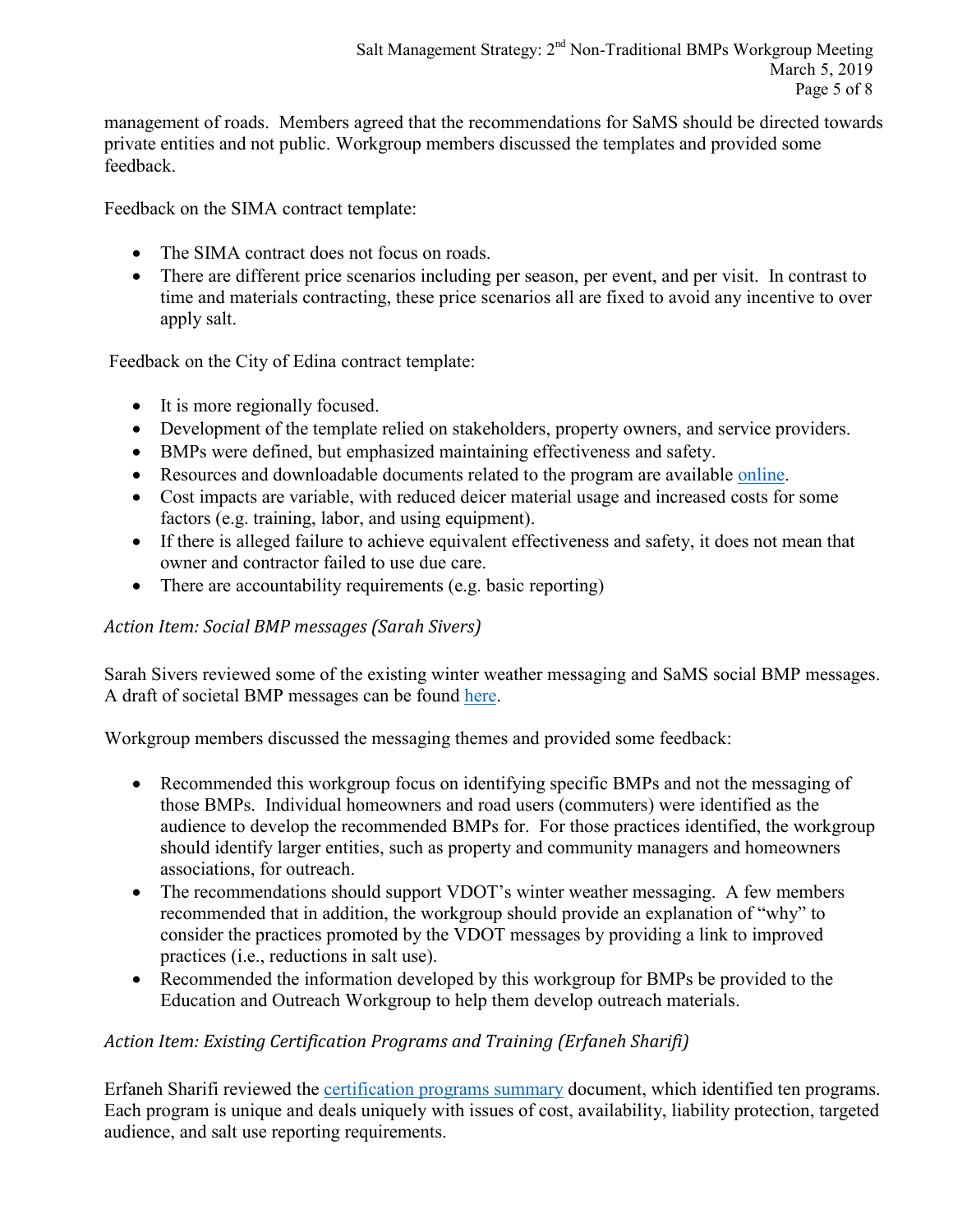management of roads. Members agreed that the recommendations for SaMS should be directed towards private entities and not public. Workgroup members discussed the templates and provided some feedback.

Feedback on the SIMA contract template:

- The SIMA contract does not focus on roads.
- There are different price scenarios including per season, per event, and per visit. In contrast to time and materials contracting, these price scenarios all are fixed to avoid any incentive to over apply salt.

Feedback on the City of Edina contract template:

- It is more regionally focused.
- Development of the template relied on stakeholders, property owners, and service providers.
- BMPs were defined, but emphasized maintaining effectiveness and safety.
- Resources and downloadable documents related to the program are available online.
- Cost impacts are variable, with reduced deicer material usage and increased costs for some factors (e.g. training, labor, and using equipment).
- If there is alleged failure to achieve equivalent effectiveness and safety, it does not mean that owner and contractor failed to use due care.
- There are accountability requirements (e.g. basic reporting)

*Action Item: Social BMP messages (Sarah Sivers)*

Sarah Sivers reviewed some of the existing winter weather messaging and SaMS social BMP messages. A draft of societal BMP messages can be found here.

Workgroup members discussed the messaging themes and provided some feedback:

- Recommended this workgroup focus on identifying specific BMPs and not the messaging of those BMPs. Individual homeowners and road users (commuters) were identified as the audience to develop the recommended BMPs for. For those practices identified, the workgroup should identify larger entities, such as property and community managers and homeowners associations, for outreach.
- The recommendations should support VDOT's winter weather messaging. A few members recommended that in addition, the workgroup should provide an explanation of "why" to consider the practices promoted by the VDOT messages by providing a link to improved practices (i.e., reductions in salt use).
- Recommended the information developed by this workgroup for BMPs be provided to the Education and Outreach Workgroup to help them develop outreach materials.

*Action Item: Existing Certification Programs and Training (Erfaneh Sharifi)*

Erfaneh Sharifi reviewed the certification programs summary document, which identified ten programs. Each program is unique and deals uniquely with issues of cost, availability, liability protection, targeted audience, and salt use reporting requirements.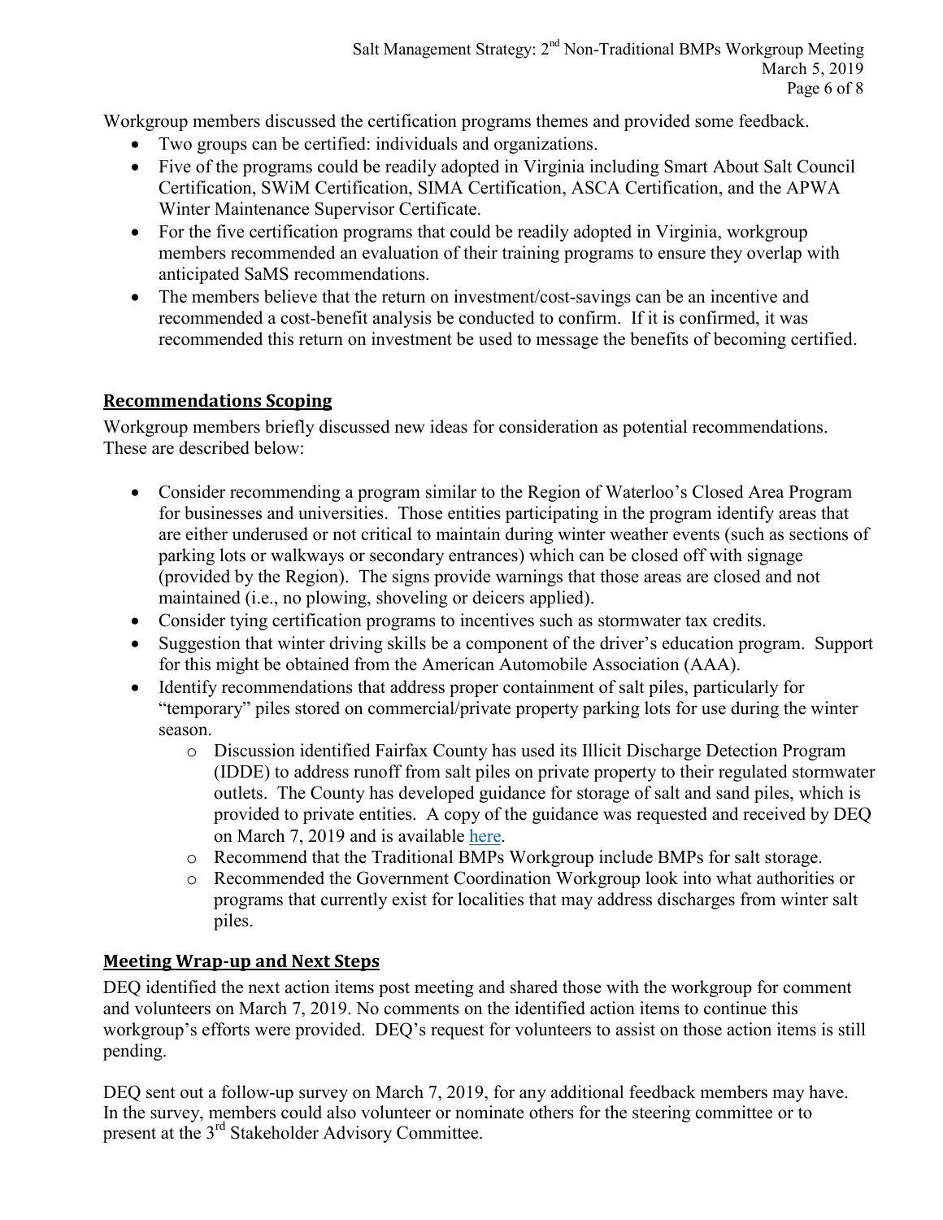Workgroup members discussed the certification programs themes and provided some feedback.

- Two groups can be certified: individuals and organizations.
- Five of the programs could be readily adopted in Virginia including Smart About Salt Council Certification, SWiM Certification, SIMA Certification, ASCA Certification, and the APWA Winter Maintenance Supervisor Certificate.
- For the five certification programs that could be readily adopted in Virginia, workgroup members recommended an evaluation of their training programs to ensure they overlap with anticipated SaMS recommendations.
- The members believe that the return on investment/cost-savings can be an incentive and recommended a cost-benefit analysis be conducted to confirm. If it is confirmed, it was recommended this return on investment be used to message the benefits of becoming certified.

## Recommendations Scoping

Workgroup members briefly discussed new ideas for consideration as potential recommendations. These are described below:

- Consider recommending a program similar to the Region of Waterloo's Closed Area Program for businesses and universities. Those entities participating in the program identify areas that are either underused or not critical to maintain during winter weather events (such as sections of parking lots or walkways or secondary entrances) which can be closed off with signage (provided by the Region). The signs provide warnings that those areas are closed and not maintained (i.e., no plowing, shoveling or deicers applied).
- Consider tying certification programs to incentives such as stormwater tax credits.
- Suggestion that winter driving skills be a component of the driver's education program. Support for this might be obtained from the American Automobile Association (AAA).
- Identify recommendations that address proper containment of salt piles, particularly for "temporary" piles stored on commercial/private property parking lots for use during the winter season.
  - Discussion identified Fairfax County has used its Illicit Discharge Detection Program (IDDE) to address runoff from salt piles on private property to their regulated stormwater outlets. The County has developed guidance for storage of salt and sand piles, which is provided to private entities. A copy of the guidance was requested and received by DEQ on March 7, 2019 and is available here.
  - Recommend that the Traditional BMPs Workgroup include BMPs for salt storage.
  - Recommended the Government Coordination Workgroup look into what authorities or programs that currently exist for localities that may address discharges from winter salt piles.

## Meeting Wrap-up and Next Steps

DEQ identified the next action items post meeting and shared those with the workgroup for comment and volunteers on March 7, 2019. No comments on the identified action items to continue this workgroup's efforts were provided. DEQ's request for volunteers to assist on those action items is still pending.

DEQ sent out a follow-up survey on March 7, 2019, for any additional feedback members may have. In the survey, members could also volunteer or nominate others for the steering committee or to present at the 3rd Stakeholder Advisory Committee.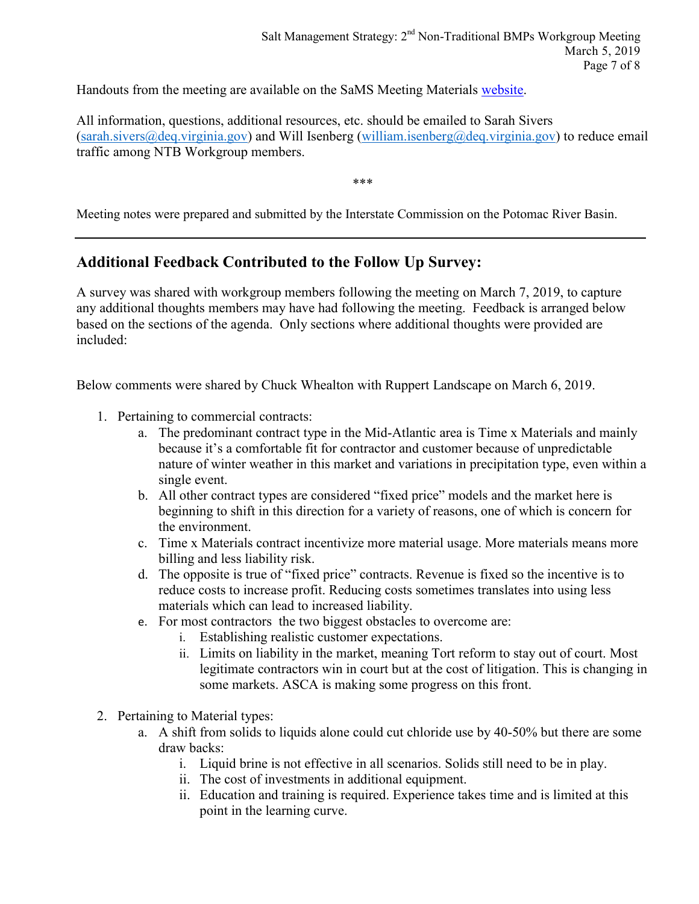Handouts from the meeting are available on the SaMS Meeting Materials [website](website).

All information, questions, additional resources, etc. should be emailed to Sarah Sivers (sarah.sivers@deq.virginia.gov) and Will Isenberg (william.isenberg@deq.virginia.gov) to reduce email traffic among NTB Workgroup members.

\*\*\*

Meeting notes were prepared and submitted by the Interstate Commission on the Potomac River Basin.

---

## Additional Feedback Contributed to the Follow Up Survey:

A survey was shared with workgroup members following the meeting on March 7, 2019, to capture any additional thoughts members may have had following the meeting. Feedback is arranged below based on the sections of the agenda. Only sections where additional thoughts were provided are included:

Below comments were shared by Chuck Whealton with Ruppert Landscape on March 6, 2019.

1. Pertaining to commercial contracts:
   a. The predominant contract type in the Mid-Atlantic area is Time x Materials and mainly because it's a comfortable fit for contractor and customer because of unpredictable nature of winter weather in this market and variations in precipitation type, even within a single event.
   b. All other contract types are considered "fixed price" models and the market here is beginning to shift in this direction for a variety of reasons, one of which is concern for the environment.
   c. Time x Materials contract incentivize more material usage. More materials means more billing and less liability risk.
   d. The opposite is true of "fixed price" contracts. Revenue is fixed so the incentive is to reduce costs to increase profit. Reducing costs sometimes translates into using less materials which can lead to increased liability.
   e. For most contractors the two biggest obstacles to overcome are:
      i. Establishing realistic customer expectations.
      ii. Limits on liability in the market, meaning Tort reform to stay out of court. Most legitimate contractors win in court but at the cost of litigation. This is changing in some markets. ASCA is making some progress on this front.

2. Pertaining to Material types:
   a. A shift from solids to liquids alone could cut chloride use by 40-50% but there are some draw backs:
      i. Liquid brine is not effective in all scenarios. Solids still need to be in play.
      ii. The cost of investments in additional equipment.
      ii. Education and training is required. Experience takes time and is limited at this point in the learning curve.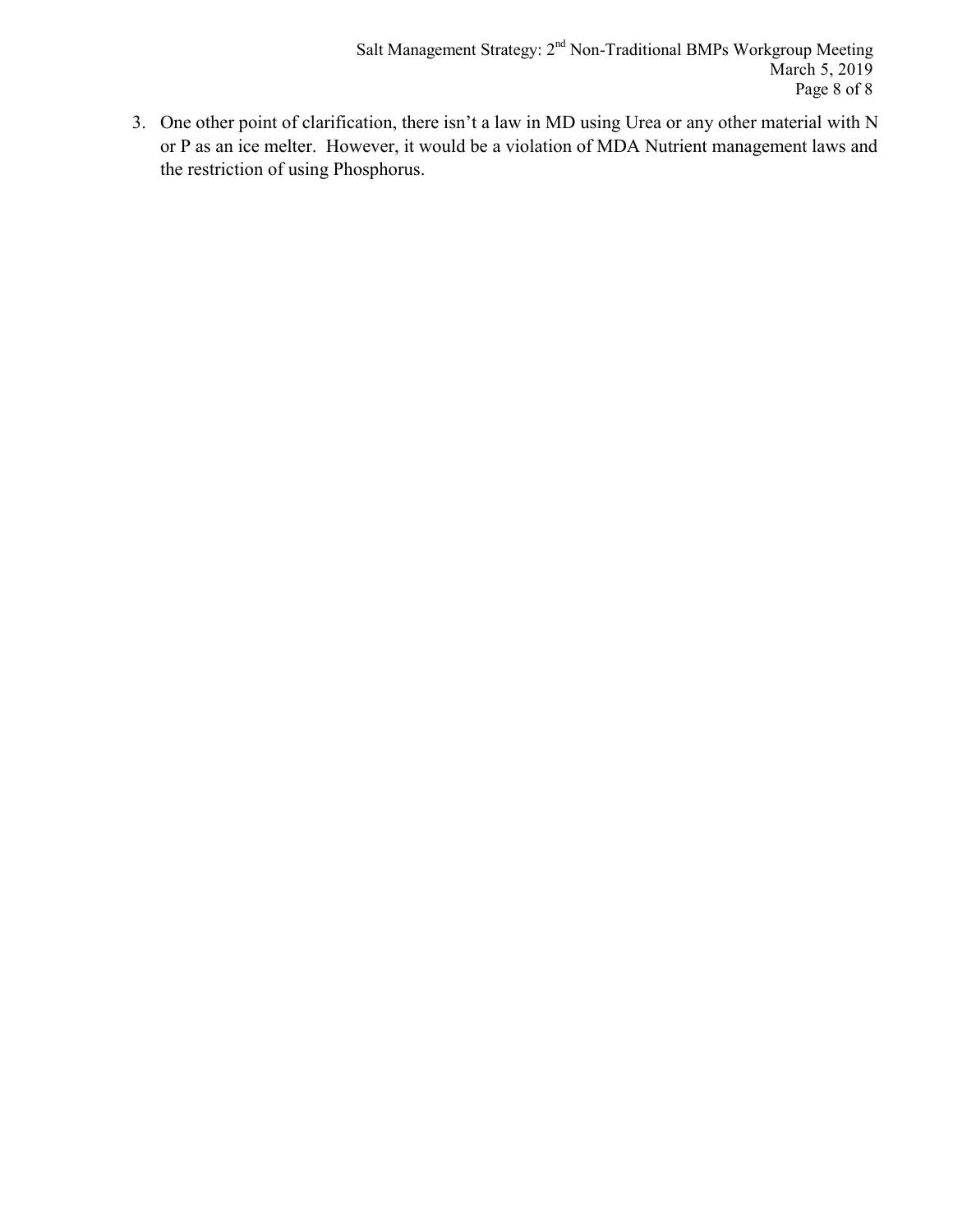3. One other point of clarification, there isn't a law in MD using Urea or any other material with N or P as an ice melter. However, it would be a violation of MDA Nutrient management laws and the restriction of using Phosphorus.